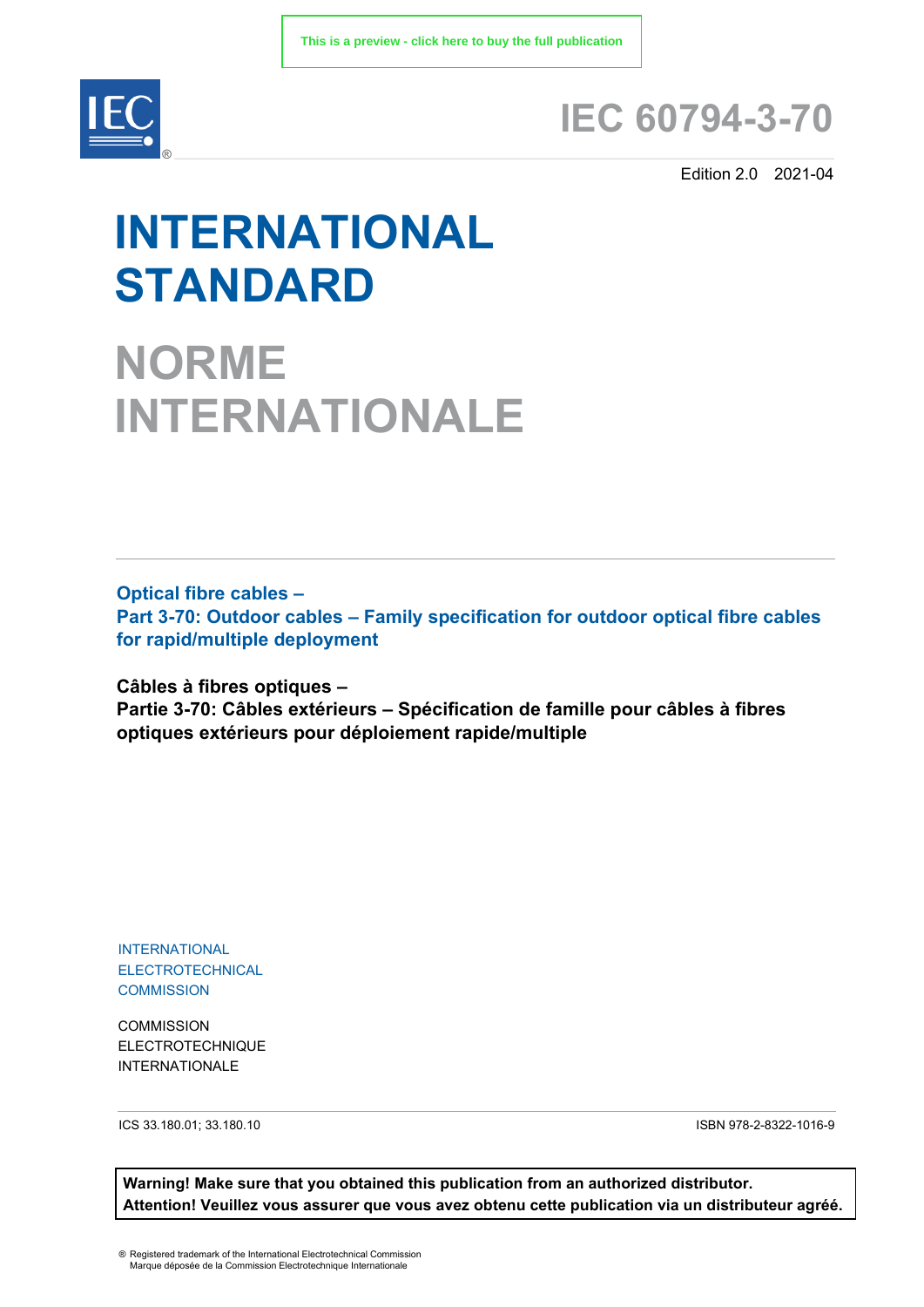This is a preview - click here to buy the full publication

# IEC 60794-3-70

Edition 2.0 2021-04

# INTERNATIONAL STANDARD

# NORME INTERNATIONALE

**Optical fibre cables –**
**Part 3-70: Outdoor cables – Family specification for outdoor optical fibre cables for rapid/multiple deployment**

**Câbles à fibres optiques –**
**Partie 3-70: Câbles extérieurs – Spécification de famille pour câbles à fibres optiques extérieurs pour déploiement rapide/multiple**

INTERNATIONAL
ELECTROTECHNICAL
COMMISSION

COMMISSION
ELECTROTECHNIQUE
INTERNATIONALE

ICS 33.180.01; 33.180.10

ISBN 978-2-8322-1016-9

**Warning! Make sure that you obtained this publication from an authorized distributor.**
**Attention! Veuillez vous assurer que vous avez obtenu cette publication via un distributeur agréé.**

® Registered trademark of the International Electrotechnical Commission
Marque déposée de la Commission Electrotechnique Internationale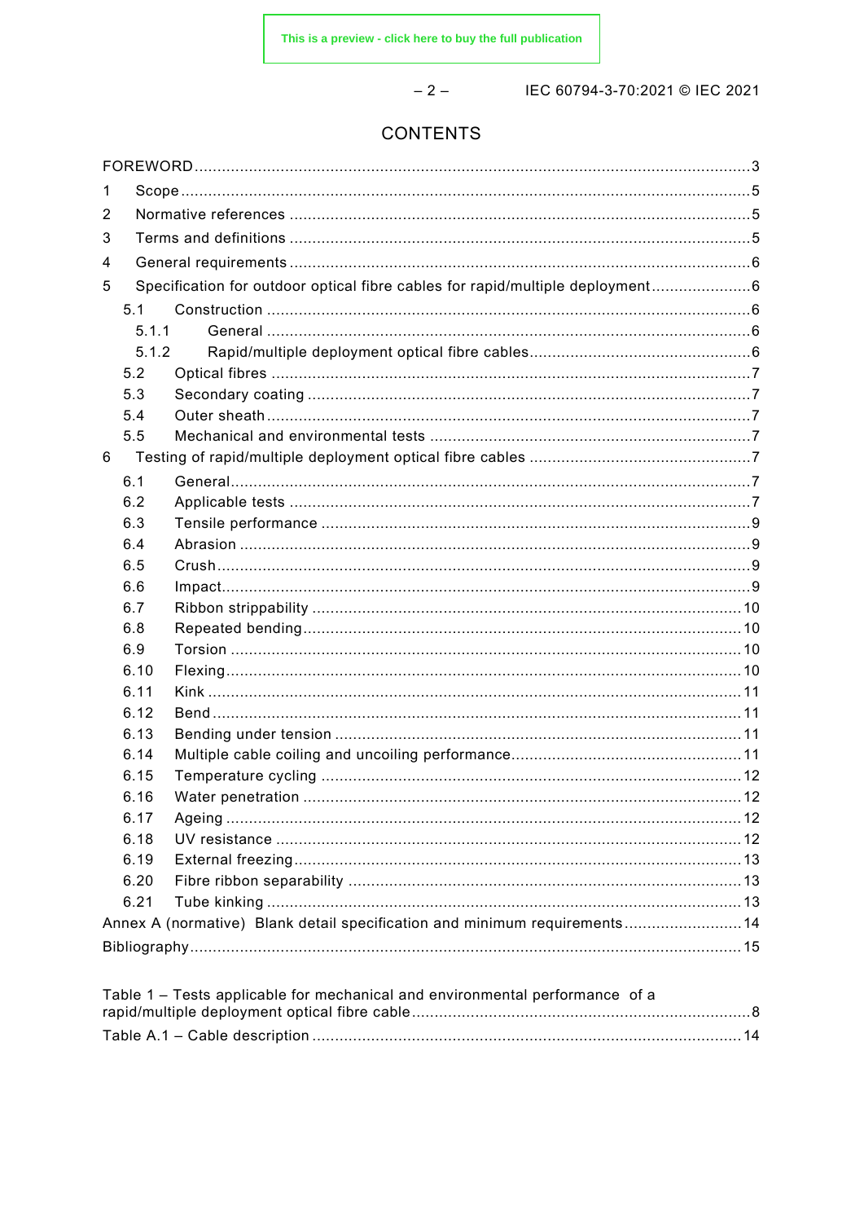# CONTENTS

FOREWORD ........................................................................................................... 3

1 Scope ............................................................................................................. 5

2 Normative references ...................................................................................... 5

3 Terms and definitions ...................................................................................... 5

4 General requirements ...................................................................................... 6

5 Specification for outdoor optical fibre cables for rapid/multiple deployment ........................ 6

 5.1 Construction ........................................................................................... 6

  5.1.1 General ......................................................................................... 6

  5.1.2 Rapid/multiple deployment optical fibre cables ................................................ 6

 5.2 Optical fibres ........................................................................................... 7

 5.3 Secondary coating ................................................................................... 7

 5.4 Outer sheath ........................................................................................... 7

 5.5 Mechanical and environmental tests ....................................................... 7

6 Testing of rapid/multiple deployment optical fibre cables ................................................ 7

 6.1 General ................................................................................................... 7

 6.2 Applicable tests ....................................................................................... 7

 6.3 Tensile performance ............................................................................... 9

 6.4 Abrasion ................................................................................................. 9

 6.5 Crush ...................................................................................................... 9

 6.6 Impact ..................................................................................................... 9

 6.7 Ribbon strippability ............................................................................... 10

 6.8 Repeated bending .................................................................................. 10

 6.9 Torsion .................................................................................................. 10

 6.10 Flexing ................................................................................................. 10

 6.11 Kink ..................................................................................................... 11

 6.12 Bend .................................................................................................... 11

 6.13 Bending under tension ........................................................................... 11

 6.14 Multiple cable coiling and uncoiling performance ..................................... 11

 6.15 Temperature cycling .............................................................................. 12

 6.16 Water penetration .................................................................................. 12

 6.17 Ageing .................................................................................................. 12

 6.18 UV resistance ........................................................................................ 12

 6.19 External freezing ................................................................................... 13

 6.20 Fibre ribbon separability ......................................................................... 13

 6.21 Tube kinking .......................................................................................... 13

Annex A (normative) Blank detail specification and minimum requirements .......................... 14

Bibliography ......................................................................................................... 15

Table 1 – Tests applicable for mechanical and environmental performance of a rapid/multiple deployment optical fibre cable ........................................................................... 8

Table A.1 – Cable description ............................................................................. 14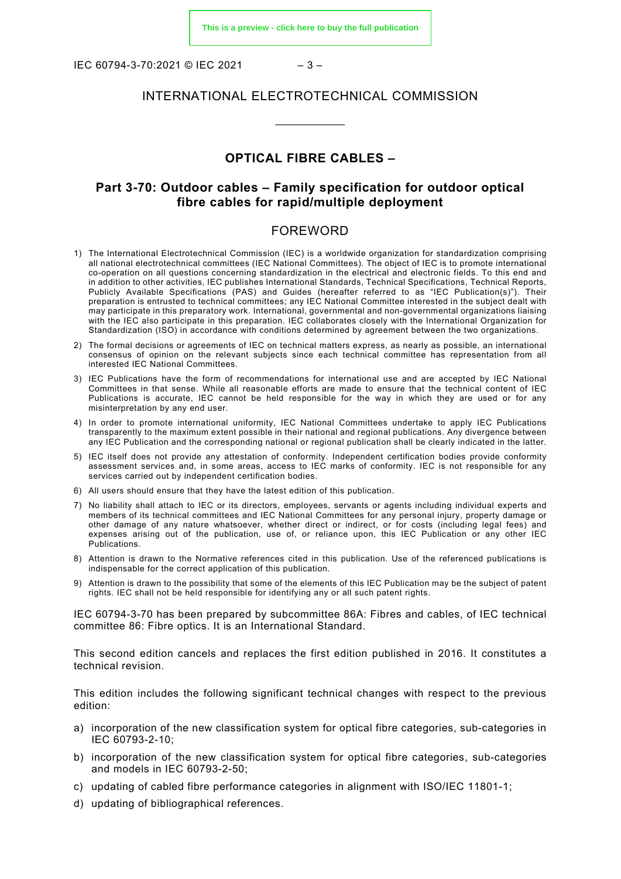INTERNATIONAL ELECTROTECHNICAL COMMISSION

\_\_\_\_\_\_\_\_\_\_\_\_

## OPTICAL FIBRE CABLES –

## Part 3-70: Outdoor cables – Family specification for outdoor optical fibre cables for rapid/multiple deployment

## FOREWORD

1) The International Electrotechnical Commission (IEC) is a worldwide organization for standardization comprising all national electrotechnical committees (IEC National Committees). The object of IEC is to promote international co-operation on all questions concerning standardization in the electrical and electronic fields. To this end and in addition to other activities, IEC publishes International Standards, Technical Specifications, Technical Reports, Publicly Available Specifications (PAS) and Guides (hereafter referred to as "IEC Publication(s)"). Their preparation is entrusted to technical committees; any IEC National Committee interested in the subject dealt with may participate in this preparatory work. International, governmental and non-governmental organizations liaising with the IEC also participate in this preparation. IEC collaborates closely with the International Organization for Standardization (ISO) in accordance with conditions determined by agreement between the two organizations.
2) The formal decisions or agreements of IEC on technical matters express, as nearly as possible, an international consensus of opinion on the relevant subjects since each technical committee has representation from all interested IEC National Committees.
3) IEC Publications have the form of recommendations for international use and are accepted by IEC National Committees in that sense. While all reasonable efforts are made to ensure that the technical content of IEC Publications is accurate, IEC cannot be held responsible for the way in which they are used or for any misinterpretation by any end user.
4) In order to promote international uniformity, IEC National Committees undertake to apply IEC Publications transparently to the maximum extent possible in their national and regional publications. Any divergence between any IEC Publication and the corresponding national or regional publication shall be clearly indicated in the latter.
5) IEC itself does not provide any attestation of conformity. Independent certification bodies provide conformity assessment services and, in some areas, access to IEC marks of conformity. IEC is not responsible for any services carried out by independent certification bodies.
6) All users should ensure that they have the latest edition of this publication.
7) No liability shall attach to IEC or its directors, employees, servants or agents including individual experts and members of its technical committees and IEC National Committees for any personal injury, property damage or other damage of any nature whatsoever, whether direct or indirect, or for costs (including legal fees) and expenses arising out of the publication, use of, or reliance upon, this IEC Publication or any other IEC Publications.
8) Attention is drawn to the Normative references cited in this publication. Use of the referenced publications is indispensable for the correct application of this publication.
9) Attention is drawn to the possibility that some of the elements of this IEC Publication may be the subject of patent rights. IEC shall not be held responsible for identifying any or all such patent rights.

IEC 60794-3-70 has been prepared by subcommittee 86A: Fibres and cables, of IEC technical committee 86: Fibre optics. It is an International Standard.

This second edition cancels and replaces the first edition published in 2016. It constitutes a technical revision.

This edition includes the following significant technical changes with respect to the previous edition:

a) incorporation of the new classification system for optical fibre categories, sub-categories in IEC 60793-2-10;
b) incorporation of the new classification system for optical fibre categories, sub-categories and models in IEC 60793-2-50;
c) updating of cabled fibre performance categories in alignment with ISO/IEC 11801-1;
d) updating of bibliographical references.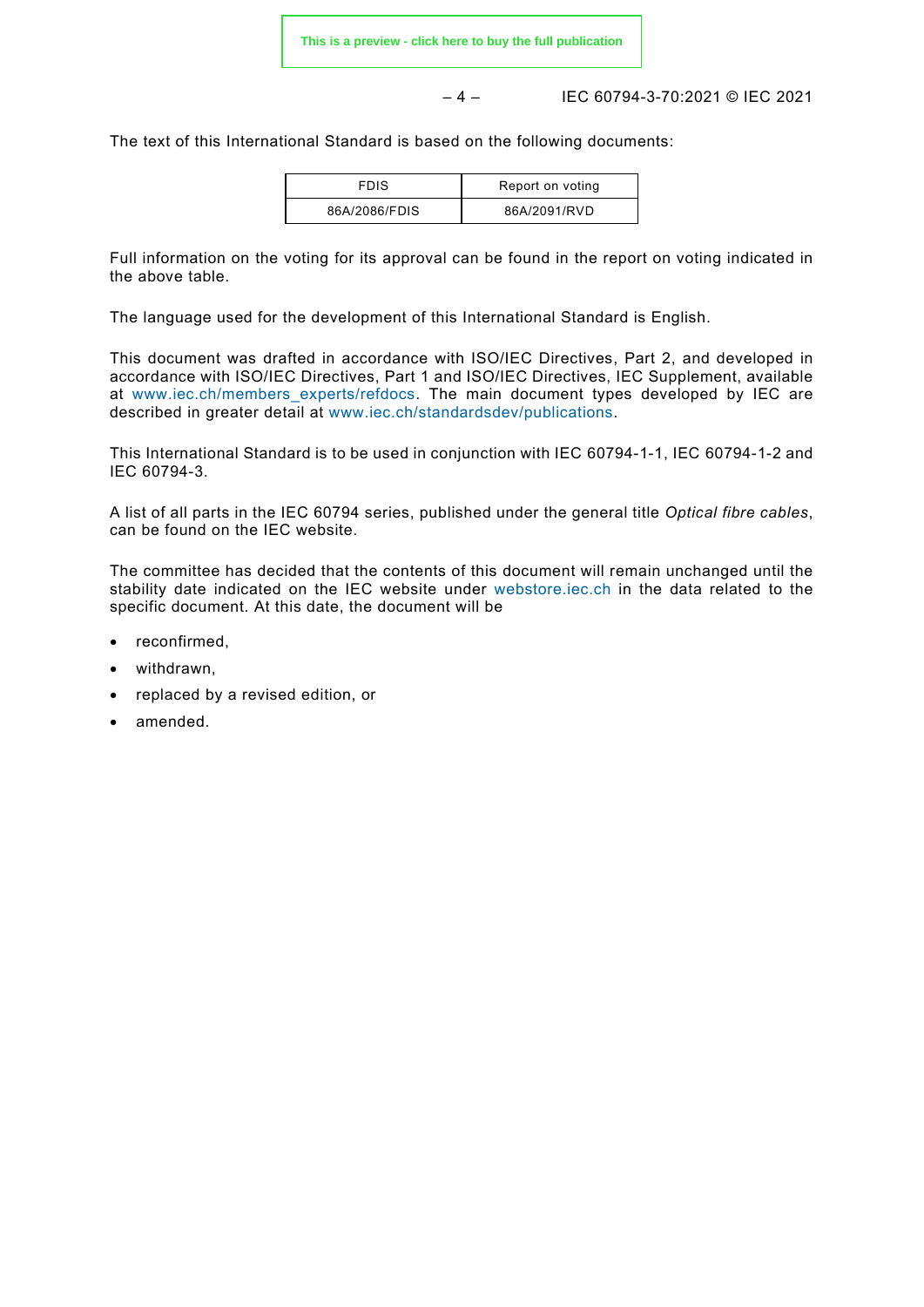The text of this International Standard is based on the following documents:

| FDIS | Report on voting |
|---|---|
| 86A/2086/FDIS | 86A/2091/RVD |

Full information on the voting for its approval can be found in the report on voting indicated in the above table.

The language used for the development of this International Standard is English.

This document was drafted in accordance with ISO/IEC Directives, Part 2, and developed in accordance with ISO/IEC Directives, Part 1 and ISO/IEC Directives, IEC Supplement, available at www.iec.ch/members_experts/refdocs. The main document types developed by IEC are described in greater detail at www.iec.ch/standardsdev/publications.

This International Standard is to be used in conjunction with IEC 60794-1-1, IEC 60794-1-2 and IEC 60794-3.

A list of all parts in the IEC 60794 series, published under the general title *Optical fibre cables*, can be found on the IEC website.

The committee has decided that the contents of this document will remain unchanged until the stability date indicated on the IEC website under webstore.iec.ch in the data related to the specific document. At this date, the document will be

- reconfirmed,
- withdrawn,
- replaced by a revised edition, or
- amended.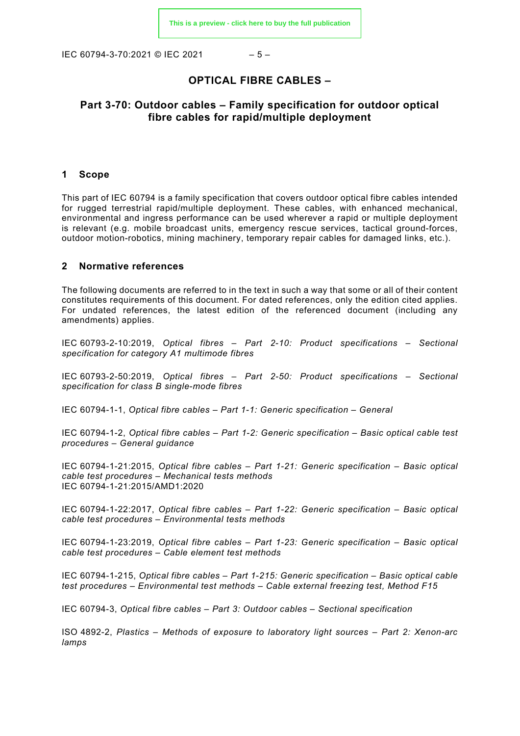# OPTICAL FIBRE CABLES –

## Part 3-70: Outdoor cables – Family specification for outdoor optical fibre cables for rapid/multiple deployment

## 1 Scope

This part of IEC 60794 is a family specification that covers outdoor optical fibre cables intended for rugged terrestrial rapid/multiple deployment. These cables, with enhanced mechanical, environmental and ingress performance can be used wherever a rapid or multiple deployment is relevant (e.g. mobile broadcast units, emergency rescue services, tactical ground-forces, outdoor motion-robotics, mining machinery, temporary repair cables for damaged links, etc.).

## 2 Normative references

The following documents are referred to in the text in such a way that some or all of their content constitutes requirements of this document. For dated references, only the edition cited applies. For undated references, the latest edition of the referenced document (including any amendments) applies.

IEC 60793-2-10:2019, *Optical fibres – Part 2-10: Product specifications – Sectional specification for category A1 multimode fibres*

IEC 60793-2-50:2019, *Optical fibres – Part 2-50: Product specifications – Sectional specification for class B single-mode fibres*

IEC 60794-1-1, *Optical fibre cables – Part 1-1: Generic specification – General*

IEC 60794-1-2, *Optical fibre cables – Part 1-2: Generic specification – Basic optical cable test procedures – General guidance*

IEC 60794-1-21:2015, *Optical fibre cables – Part 1-21: Generic specification – Basic optical cable test procedures – Mechanical tests methods*
IEC 60794-1-21:2015/AMD1:2020

IEC 60794-1-22:2017, *Optical fibre cables – Part 1-22: Generic specification – Basic optical cable test procedures – Environmental tests methods*

IEC 60794-1-23:2019, *Optical fibre cables – Part 1-23: Generic specification – Basic optical cable test procedures – Cable element test methods*

IEC 60794-1-215, *Optical fibre cables – Part 1-215: Generic specification – Basic optical cable test procedures – Environmental test methods – Cable external freezing test, Method F15*

IEC 60794-3, *Optical fibre cables – Part 3: Outdoor cables – Sectional specification*

ISO 4892-2, *Plastics – Methods of exposure to laboratory light sources – Part 2: Xenon-arc lamps*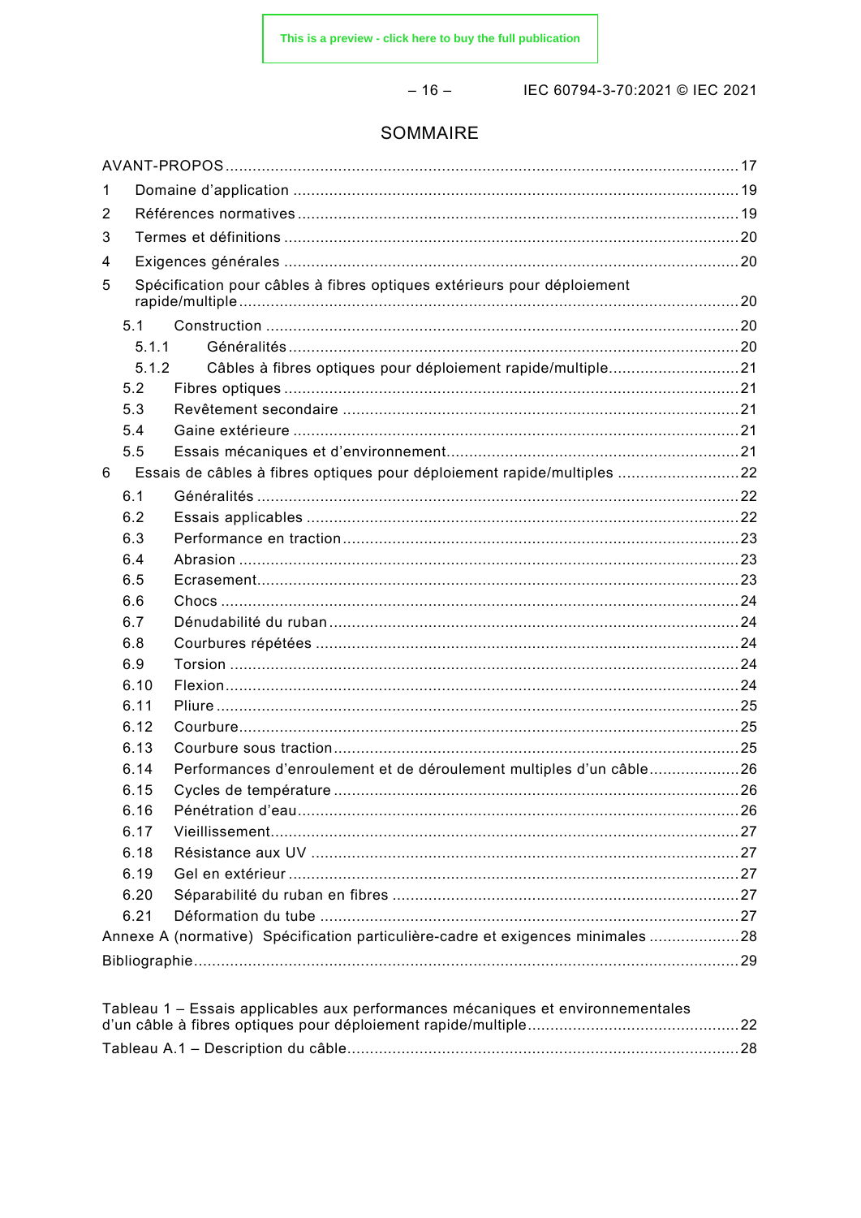# SOMMAIRE

AVANT-PROPOS ....................................................................................................... 17

1 Domaine d'application ....................................................................................................... 19

2 Références normatives ....................................................................................................... 19

3 Termes et définitions ....................................................................................................... 20

4 Exigences générales ....................................................................................................... 20

5 Spécification pour câbles à fibres optiques extérieurs pour déploiement rapide/multiple ....................................................................................................... 20

- 5.1 Construction ....................................................................................................... 20
  - 5.1.1 Généralités ....................................................................................................... 20
  - 5.1.2 Câbles à fibres optiques pour déploiement rapide/multiple ....................................... 21
- 5.2 Fibres optiques ....................................................................................................... 21
- 5.3 Revêtement secondaire ....................................................................................................... 21
- 5.4 Gaine extérieure ....................................................................................................... 21
- 5.5 Essais mécaniques et d'environnement ....................................................................................................... 21

6 Essais de câbles à fibres optiques pour déploiement rapide/multiples ....................................... 22

- 6.1 Généralités ....................................................................................................... 22
- 6.2 Essais applicables ....................................................................................................... 22
- 6.3 Performance en traction ....................................................................................................... 23
- 6.4 Abrasion ....................................................................................................... 23
- 6.5 Ecrasement ....................................................................................................... 23
- 6.6 Chocs ....................................................................................................... 24
- 6.7 Dénudabilité du ruban ....................................................................................................... 24
- 6.8 Courbures répétées ....................................................................................................... 24
- 6.9 Torsion ....................................................................................................... 24
- 6.10 Flexion ....................................................................................................... 24
- 6.11 Pliure ....................................................................................................... 25
- 6.12 Courbure ....................................................................................................... 25
- 6.13 Courbure sous traction ....................................................................................................... 25
- 6.14 Performances d'enroulement et de déroulement multiples d'un câble ....................................... 26
- 6.15 Cycles de température ....................................................................................................... 26
- 6.16 Pénétration d'eau ....................................................................................................... 26
- 6.17 Vieillissement ....................................................................................................... 27
- 6.18 Résistance aux UV ....................................................................................................... 27
- 6.19 Gel en extérieur ....................................................................................................... 27
- 6.20 Séparabilité du ruban en fibres ....................................................................................................... 27
- 6.21 Déformation du tube ....................................................................................................... 27

Annexe A (normative) Spécification particulière-cadre et exigences minimales ....................................... 28

Bibliographie ....................................................................................................... 29

Tableau 1 – Essais applicables aux performances mécaniques et environnementales d'un câble à fibres optiques pour déploiement rapide/multiple ....................................... 22

Tableau A.1 – Description du câble ....................................................................................................... 28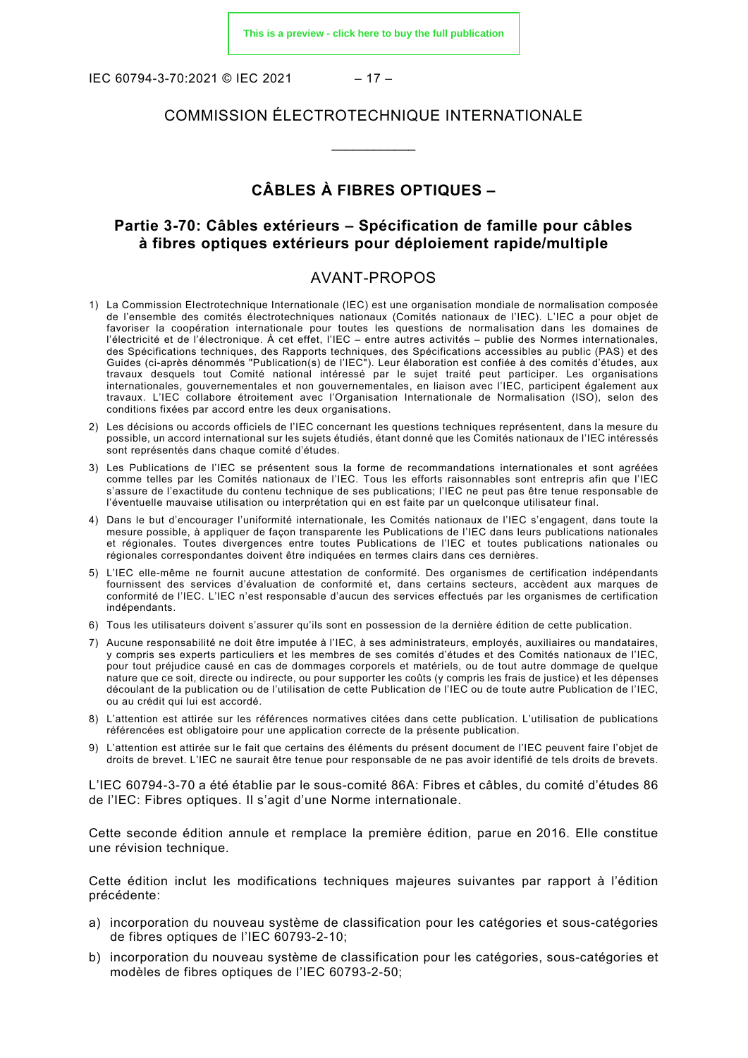COMMISSION ÉLECTROTECHNIQUE INTERNATIONALE

\_\_\_\_\_\_\_\_\_\_\_\_

# CÂBLES À FIBRES OPTIQUES –

## Partie 3-70: Câbles extérieurs – Spécification de famille pour câbles à fibres optiques extérieurs pour déploiement rapide/multiple

## AVANT-PROPOS

1) La Commission Electrotechnique Internationale (IEC) est une organisation mondiale de normalisation composée de l'ensemble des comités électrotechniques nationaux (Comités nationaux de l'IEC). L'IEC a pour objet de favoriser la coopération internationale pour toutes les questions de normalisation dans les domaines de l'électricité et de l'électronique. À cet effet, l'IEC – entre autres activités – publie des Normes internationales, des Spécifications techniques, des Rapports techniques, des Spécifications accessibles au public (PAS) et des Guides (ci-après dénommés "Publication(s) de l'IEC"). Leur élaboration est confiée à des comités d'études, aux travaux desquels tout Comité national intéressé par le sujet traité peut participer. Les organisations internationales, gouvernementales et non gouvernementales, en liaison avec l'IEC, participent également aux travaux. L'IEC collabore étroitement avec l'Organisation Internationale de Normalisation (ISO), selon des conditions fixées par accord entre les deux organisations.
2) Les décisions ou accords officiels de l'IEC concernant les questions techniques représentent, dans la mesure du possible, un accord international sur les sujets étudiés, étant donné que les Comités nationaux de l'IEC intéressés sont représentés dans chaque comité d'études.
3) Les Publications de l'IEC se présentent sous la forme de recommandations internationales et sont agréées comme telles par les Comités nationaux de l'IEC. Tous les efforts raisonnables sont entrepris afin que l'IEC s'assure de l'exactitude du contenu technique de ses publications; l'IEC ne peut pas être tenue responsable de l'éventuelle mauvaise utilisation ou interprétation qui en est faite par un quelconque utilisateur final.
4) Dans le but d'encourager l'uniformité internationale, les Comités nationaux de l'IEC s'engagent, dans toute la mesure possible, à appliquer de façon transparente les Publications de l'IEC dans leurs publications nationales et régionales. Toutes divergences entre toutes Publications de l'IEC et toutes publications nationales ou régionales correspondantes doivent être indiquées en termes clairs dans ces dernières.
5) L'IEC elle-même ne fournit aucune attestation de conformité. Des organismes de certification indépendants fournissent des services d'évaluation de conformité et, dans certains secteurs, accèdent aux marques de conformité de l'IEC. L'IEC n'est responsable d'aucun des services effectués par les organismes de certification indépendants.
6) Tous les utilisateurs doivent s'assurer qu'ils sont en possession de la dernière édition de cette publication.
7) Aucune responsabilité ne doit être imputée à l'IEC, à ses administrateurs, employés, auxiliaires ou mandataires, y compris ses experts particuliers et les membres de ses comités d'études et des Comités nationaux de l'IEC, pour tout préjudice causé en cas de dommages corporels et matériels, ou de tout autre dommage de quelque nature que ce soit, directe ou indirecte, ou pour supporter les coûts (y compris les frais de justice) et les dépenses découlant de la publication ou de l'utilisation de cette Publication de l'IEC ou de toute autre Publication de l'IEC, ou au crédit qui lui est accordé.
8) L'attention est attirée sur les références normatives citées dans cette publication. L'utilisation de publications référencées est obligatoire pour une application correcte de la présente publication.
9) L'attention est attirée sur le fait que certains des éléments du présent document de l'IEC peuvent faire l'objet de droits de brevet. L'IEC ne saurait être tenue pour responsable de ne pas avoir identifié de tels droits de brevets.

L'IEC 60794-3-70 a été établie par le sous-comité 86A: Fibres et câbles, du comité d'études 86 de l'IEC: Fibres optiques. Il s'agit d'une Norme internationale.

Cette seconde édition annule et remplace la première édition, parue en 2016. Elle constitue une révision technique.

Cette édition inclut les modifications techniques majeures suivantes par rapport à l'édition précédente:

a) incorporation du nouveau système de classification pour les catégories et sous-catégories de fibres optiques de l'IEC 60793-2-10;
b) incorporation du nouveau système de classification pour les catégories, sous-catégories et modèles de fibres optiques de l'IEC 60793-2-50;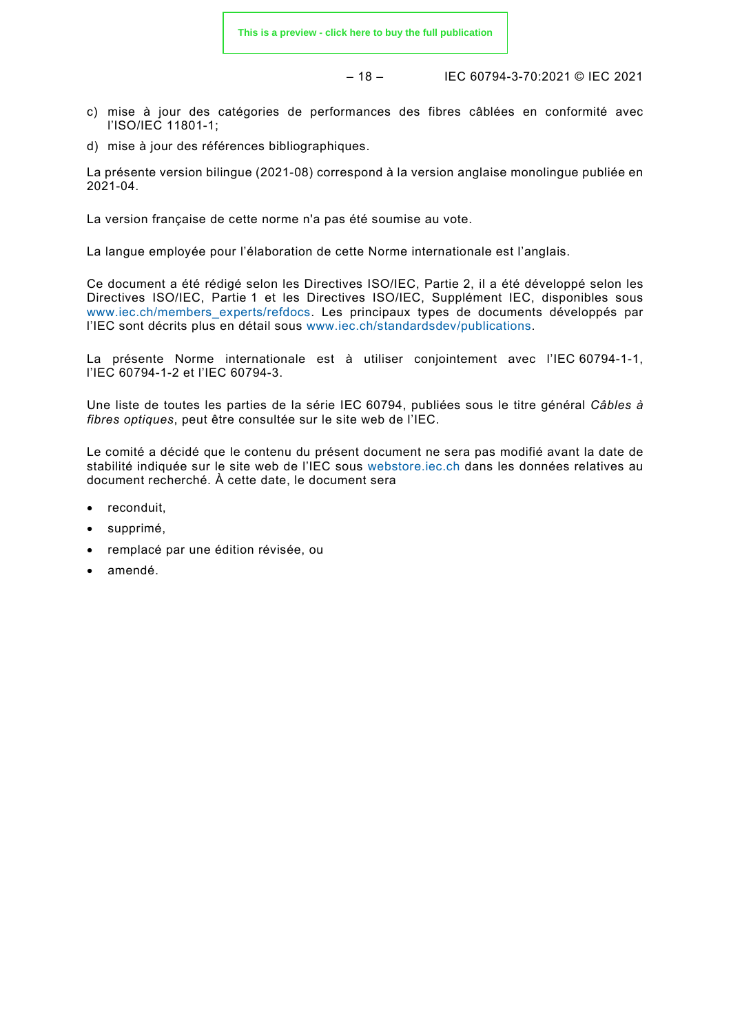c) mise à jour des catégories de performances des fibres câblées en conformité avec l'ISO/IEC 11801-1;

d) mise à jour des références bibliographiques.

La présente version bilingue (2021-08) correspond à la version anglaise monolingue publiée en 2021-04.

La version française de cette norme n'a pas été soumise au vote.

La langue employée pour l'élaboration de cette Norme internationale est l'anglais.

Ce document a été rédigé selon les Directives ISO/IEC, Partie 2, il a été développé selon les Directives ISO/IEC, Partie 1 et les Directives ISO/IEC, Supplément IEC, disponibles sous www.iec.ch/members_experts/refdocs. Les principaux types de documents développés par l'IEC sont décrits plus en détail sous www.iec.ch/standardsdev/publications.

La présente Norme internationale est à utiliser conjointement avec l'IEC 60794-1-1, l'IEC 60794-1-2 et l'IEC 60794-3.

Une liste de toutes les parties de la série IEC 60794, publiées sous le titre général *Câbles à fibres optiques*, peut être consultée sur le site web de l'IEC.

Le comité a décidé que le contenu du présent document ne sera pas modifié avant la date de stabilité indiquée sur le site web de l'IEC sous webstore.iec.ch dans les données relatives au document recherché. À cette date, le document sera

- reconduit,
- supprimé,
- remplacé par une édition révisée, ou
- amendé.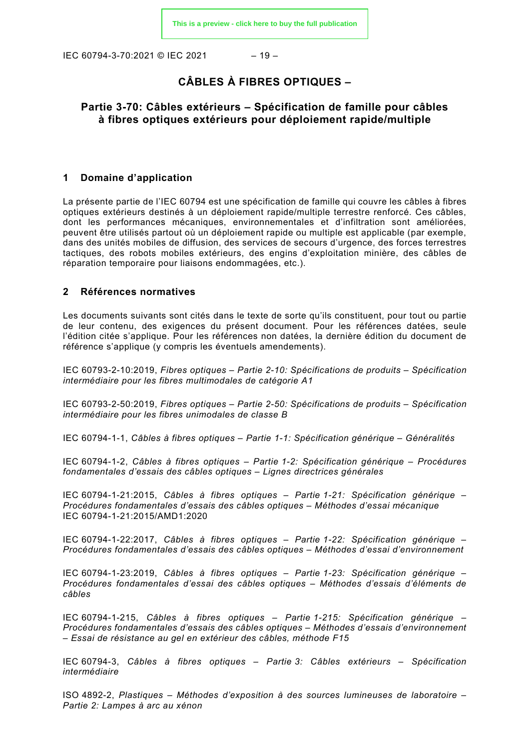# CÂBLES À FIBRES OPTIQUES –

## Partie 3-70: Câbles extérieurs – Spécification de famille pour câbles à fibres optiques extérieurs pour déploiement rapide/multiple

## 1 Domaine d'application

La présente partie de l'IEC 60794 est une spécification de famille qui couvre les câbles à fibres optiques extérieurs destinés à un déploiement rapide/multiple terrestre renforcé. Ces câbles, dont les performances mécaniques, environnementales et d'infiltration sont améliorées, peuvent être utilisés partout où un déploiement rapide ou multiple est applicable (par exemple, dans des unités mobiles de diffusion, des services de secours d'urgence, des forces terrestres tactiques, des robots mobiles extérieurs, des engins d'exploitation minière, des câbles de réparation temporaire pour liaisons endommagées, etc.).

## 2 Références normatives

Les documents suivants sont cités dans le texte de sorte qu'ils constituent, pour tout ou partie de leur contenu, des exigences du présent document. Pour les références datées, seule l'édition citée s'applique. Pour les références non datées, la dernière édition du document de référence s'applique (y compris les éventuels amendements).

IEC 60793-2-10:2019, *Fibres optiques – Partie 2-10: Spécifications de produits – Spécification intermédiaire pour les fibres multimodales de catégorie A1*

IEC 60793-2-50:2019, *Fibres optiques – Partie 2-50: Spécifications de produits – Spécification intermédiaire pour les fibres unimodales de classe B*

IEC 60794-1-1, *Câbles à fibres optiques – Partie 1-1: Spécification générique – Généralités*

IEC 60794-1-2, *Câbles à fibres optiques – Partie 1-2: Spécification générique – Procédures fondamentales d'essais des câbles optiques – Lignes directrices générales*

IEC 60794-1-21:2015, *Câbles à fibres optiques – Partie 1-21: Spécification générique – Procédures fondamentales d'essais des câbles optiques – Méthodes d'essai mécanique*
IEC 60794-1-21:2015/AMD1:2020

IEC 60794-1-22:2017, *Câbles à fibres optiques – Partie 1-22: Spécification générique – Procédures fondamentales d'essais des câbles optiques – Méthodes d'essai d'environnement*

IEC 60794-1-23:2019, *Câbles à fibres optiques – Partie 1-23: Spécification générique – Procédures fondamentales d'essai des câbles optiques – Méthodes d'essais d'éléments de câbles*

IEC 60794-1-215, *Câbles à fibres optiques – Partie 1-215: Spécification générique – Procédures fondamentales d'essais des câbles optiques – Méthodes d'essais d'environnement – Essai de résistance au gel en extérieur des câbles, méthode F15*

IEC 60794-3, *Câbles à fibres optiques – Partie 3: Câbles extérieurs – Spécification intermédiaire*

ISO 4892-2, *Plastiques – Méthodes d'exposition à des sources lumineuses de laboratoire – Partie 2: Lampes à arc au xénon*